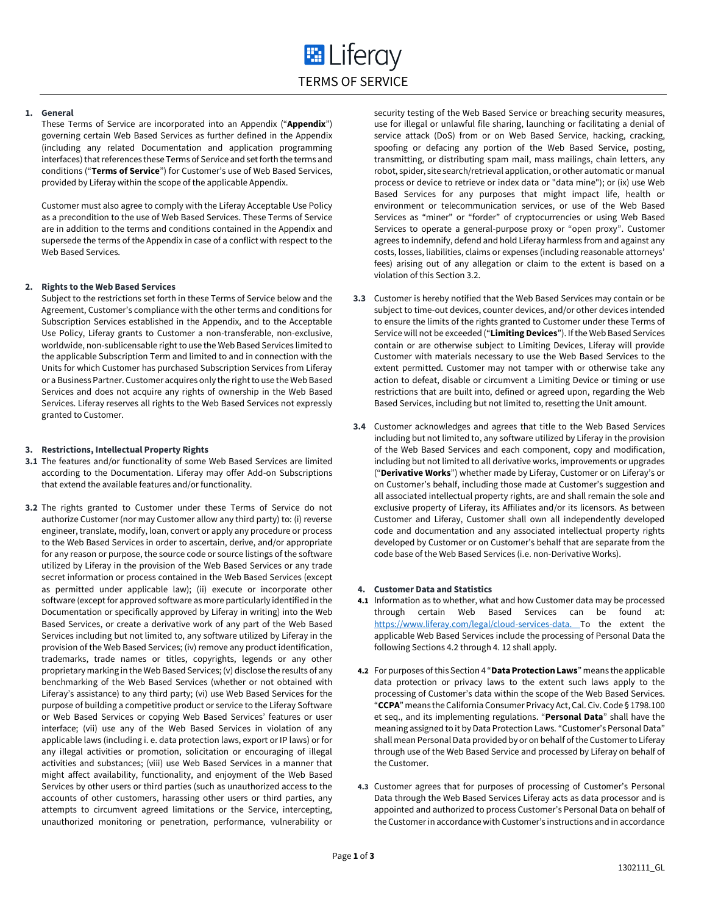# Liferay

## TERMS OF SERVICE

**1. General**

These Terms of Service are incorporated into an Appendix ("**Appendix**") governing certain Web Based Services as further defined in the Appendix (including any related Documentation and application programming interfaces) that references these Terms of Service and set forth the terms and conditions ("**Terms of Service**") for Customer's use of Web Based Services, provided by Liferay within the scope of the applicable Appendix.

Customer must also agree to comply with the Liferay Acceptable Use Policy as a precondition to the use of Web Based Services. These Terms of Service are in addition to the terms and conditions contained in the Appendix and supersede the terms of the Appendix in case of a conflict with respect to the Web Based Services.

**2. Rights to the Web Based Services**

Subject to the restrictions set forth in these Terms of Service below and the Agreement, Customer's compliance with the other terms and conditions for Subscription Services established in the Appendix, and to the Acceptable Use Policy, Liferay grants to Customer a non-transferable, non-exclusive, worldwide, non-sublicensable right to use the Web Based Services limited to the applicable Subscription Term and limited to and in connection with the Units for which Customer has purchased Subscription Services from Liferay or a Business Partner. Customer acquires only the right to use the Web Based Services and does not acquire any rights of ownership in the Web Based Services. Liferay reserves all rights to the Web Based Services not expressly granted to Customer.

**3. Restrictions, Intellectual Property Rights**

**3.1** The features and/or functionality of some Web Based Services are limited according to the Documentation. Liferay may offer Add-on Subscriptions that extend the available features and/or functionality.

**3.2** The rights granted to Customer under these Terms of Service do not authorize Customer (nor may Customer allow any third party) to: (i) reverse engineer, translate, modify, loan, convert or apply any procedure or process to the Web Based Services in order to ascertain, derive, and/or appropriate for any reason or purpose, the source code or source listings of the software utilized by Liferay in the provision of the Web Based Services or any trade secret information or process contained in the Web Based Services (except as permitted under applicable law); (ii) execute or incorporate other software (except for approved software as more particularly identified in the Documentation or specifically approved by Liferay in writing) into the Web Based Services, or create a derivative work of any part of the Web Based Services including but not limited to, any software utilized by Liferay in the provision of the Web Based Services; (iv) remove any product identification, trademarks, trade names or titles, copyrights, legends or any other proprietary marking in the Web Based Services; (v) disclose the results of any benchmarking of the Web Based Services (whether or not obtained with Liferay's assistance) to any third party; (vi) use Web Based Services for the purpose of building a competitive product or service to the Liferay Software or Web Based Services or copying Web Based Services' features or user interface; (vii) use any of the Web Based Services in violation of any applicable laws (including i. e. data protection laws, export or IP laws) or for any illegal activities or promotion, solicitation or encouraging of illegal activities and substances; (viii) use Web Based Services in a manner that might affect availability, functionality, and enjoyment of the Web Based Services by other users or third parties (such as unauthorized access to the accounts of other customers, harassing other users or third parties, any attempts to circumvent agreed limitations or the Service, intercepting, unauthorized monitoring or penetration, performance, vulnerability or security testing of the Web Based Service or breaching security measures, use for illegal or unlawful file sharing, launching or facilitating a denial of service attack (DoS) from or on Web Based Service, hacking, cracking, spoofing or defacing any portion of the Web Based Service, posting, transmitting, or distributing spam mail, mass mailings, chain letters, any robot, spider, site search/retrieval application, or other automatic or manual process or device to retrieve or index data or "data mine"); or (ix) use Web Based Services for any purposes that might impact life, health or environment or telecommunication services, or use of the Web Based Services as "miner" or "forder" of cryptocurrencies or using Web Based Services to operate a general-purpose proxy or "open proxy". Customer agrees to indemnify, defend and hold Liferay harmless from and against any costs, losses, liabilities, claims or expenses (including reasonable attorneys' fees) arising out of any allegation or claim to the extent is based on a violation of this Section 3.2.

**3.3** Customer is hereby notified that the Web Based Services may contain or be subject to time-out devices, counter devices, and/or other devices intended to ensure the limits of the rights granted to Customer under these Terms of Service will not be exceeded ("**Limiting Devices**"). If the Web Based Services contain or are otherwise subject to Limiting Devices, Liferay will provide Customer with materials necessary to use the Web Based Services to the extent permitted. Customer may not tamper with or otherwise take any action to defeat, disable or circumvent a Limiting Device or timing or use restrictions that are built into, defined or agreed upon, regarding the Web Based Services, including but not limited to, resetting the Unit amount.

**3.4** Customer acknowledges and agrees that title to the Web Based Services including but not limited to, any software utilized by Liferay in the provision of the Web Based Services and each component, copy and modification, including but not limited to all derivative works, improvements or upgrades ("**Derivative Works**") whether made by Liferay, Customer or on Liferay's or on Customer's behalf, including those made at Customer's suggestion and all associated intellectual property rights, are and shall remain the sole and exclusive property of Liferay, its Affiliates and/or its licensors. As between Customer and Liferay, Customer shall own all independently developed code and documentation and any associated intellectual property rights developed by Customer or on Customer's behalf that are separate from the code base of the Web Based Services (i.e. non-Derivative Works).

**4. Customer Data and Statistics**

**4.1** Information as to whether, what and how Customer data may be processed through certain Web Based Services can be found at: https://www.liferay.com/legal/cloud-services-data. To the extent the applicable Web Based Services include the processing of Personal Data the following Sections 4.2 through 4. 12 shall apply.

**4.2** For purposes of this Section 4 "**Data Protection Laws**" means the applicable data protection or privacy laws to the extent such laws apply to the processing of Customer's data within the scope of the Web Based Services. "**CCPA**" means the California Consumer Privacy Act, Cal. Civ. Code § 1798.100 et seq., and its implementing regulations. "**Personal Data**" shall have the meaning assigned to it by Data Protection Laws. "Customer's Personal Data" shall mean Personal Data provided by or on behalf of the Customer to Liferay through use of the Web Based Service and processed by Liferay on behalf of the Customer.

**4.3** Customer agrees that for purposes of processing of Customer's Personal Data through the Web Based Services Liferay acts as data processor and is appointed and authorized to process Customer's Personal Data on behalf of the Customer in accordance with Customer's instructions and in accordance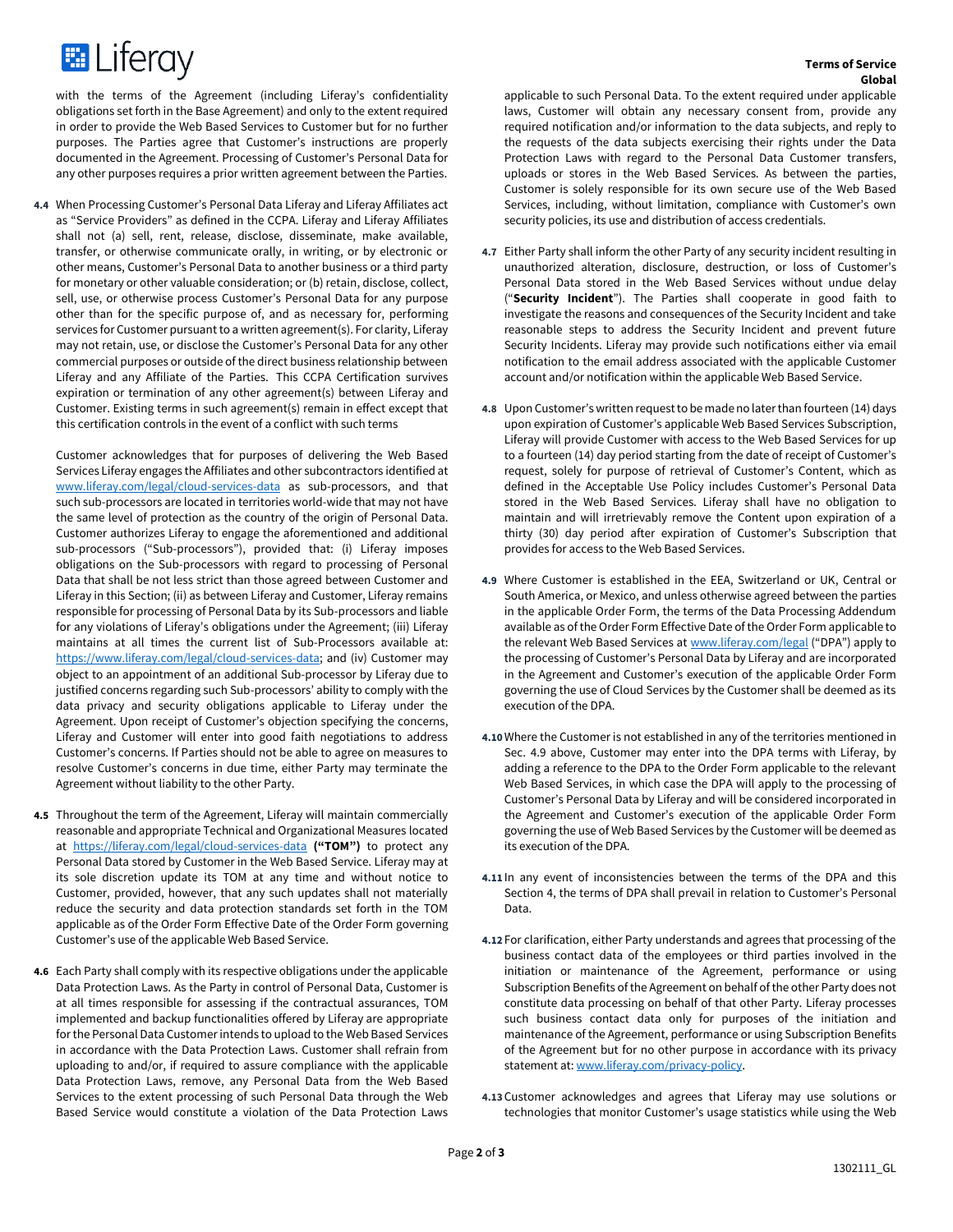with the terms of the Agreement (including Liferay's confidentiality obligations set forth in the Base Agreement) and only to the extent required in order to provide the Web Based Services to Customer but for no further purposes. The Parties agree that Customer's instructions are properly documented in the Agreement. Processing of Customer's Personal Data for any other purposes requires a prior written agreement between the Parties.

**4.4** When Processing Customer's Personal Data Liferay and Liferay Affiliates act as "Service Providers" as defined in the CCPA. Liferay and Liferay Affiliates shall not (a) sell, rent, release, disclose, disseminate, make available, transfer, or otherwise communicate orally, in writing, or by electronic or other means, Customer's Personal Data to another business or a third party for monetary or other valuable consideration; or (b) retain, disclose, collect, sell, use, or otherwise process Customer's Personal Data for any purpose other than for the specific purpose of, and as necessary for, performing services for Customer pursuant to a written agreement(s). For clarity, Liferay may not retain, use, or disclose the Customer's Personal Data for any other commercial purposes or outside of the direct business relationship between Liferay and any Affiliate of the Parties. This CCPA Certification survives expiration or termination of any other agreement(s) between Liferay and Customer. Existing terms in such agreement(s) remain in effect except that this certification controls in the event of a conflict with such terms

Customer acknowledges that for purposes of delivering the Web Based Services Liferay engages the Affiliates and other subcontractors identified at www.liferay.com/legal/cloud-services-data as sub-processors, and that such sub-processors are located in territories world-wide that may not have the same level of protection as the country of the origin of Personal Data. Customer authorizes Liferay to engage the aforementioned and additional sub-processors ("Sub-processors"), provided that: (i) Liferay imposes obligations on the Sub-processors with regard to processing of Personal Data that shall be not less strict than those agreed between Customer and Liferay in this Section; (ii) as between Liferay and Customer, Liferay remains responsible for processing of Personal Data by its Sub-processors and liable for any violations of Liferay's obligations under the Agreement; (iii) Liferay maintains at all times the current list of Sub-Processors available at: https://www.liferay.com/legal/cloud-services-data; and (iv) Customer may object to an appointment of an additional Sub-processor by Liferay due to justified concerns regarding such Sub-processors' ability to comply with the data privacy and security obligations applicable to Liferay under the Agreement. Upon receipt of Customer's objection specifying the concerns, Liferay and Customer will enter into good faith negotiations to address Customer's concerns. If Parties should not be able to agree on measures to resolve Customer's concerns in due time, either Party may terminate the Agreement without liability to the other Party.

**4.5** Throughout the term of the Agreement, Liferay will maintain commercially reasonable and appropriate Technical and Organizational Measures located at https://liferay.com/legal/cloud-services-data **("TOM")** to protect any Personal Data stored by Customer in the Web Based Service. Liferay may at its sole discretion update its TOM at any time and without notice to Customer, provided, however, that any such updates shall not materially reduce the security and data protection standards set forth in the TOM applicable as of the Order Form Effective Date of the Order Form governing Customer's use of the applicable Web Based Service.

**4.6** Each Party shall comply with its respective obligations under the applicable Data Protection Laws. As the Party in control of Personal Data, Customer is at all times responsible for assessing if the contractual assurances, TOM implemented and backup functionalities offered by Liferay are appropriate for the Personal Data Customer intends to upload to the Web Based Services in accordance with the Data Protection Laws. Customer shall refrain from uploading to and/or, if required to assure compliance with the applicable Data Protection Laws, remove, any Personal Data from the Web Based Services to the extent processing of such Personal Data through the Web Based Service would constitute a violation of the Data Protection Laws applicable to such Personal Data. To the extent required under applicable laws, Customer will obtain any necessary consent from, provide any required notification and/or information to the data subjects, and reply to the requests of the data subjects exercising their rights under the Data Protection Laws with regard to the Personal Data Customer transfers, uploads or stores in the Web Based Services. As between the parties, Customer is solely responsible for its own secure use of the Web Based Services, including, without limitation, compliance with Customer's own security policies, its use and distribution of access credentials.

**4.7** Either Party shall inform the other Party of any security incident resulting in unauthorized alteration, disclosure, destruction, or loss of Customer's Personal Data stored in the Web Based Services without undue delay ("**Security Incident**"). The Parties shall cooperate in good faith to investigate the reasons and consequences of the Security Incident and take reasonable steps to address the Security Incident and prevent future Security Incidents. Liferay may provide such notifications either via email notification to the email address associated with the applicable Customer account and/or notification within the applicable Web Based Service.

**4.8** Upon Customer's written request to be made no later than fourteen (14) days upon expiration of Customer's applicable Web Based Services Subscription, Liferay will provide Customer with access to the Web Based Services for up to a fourteen (14) day period starting from the date of receipt of Customer's request, solely for purpose of retrieval of Customer's Content, which as defined in the Acceptable Use Policy includes Customer's Personal Data stored in the Web Based Services. Liferay shall have no obligation to maintain and will irretrievably remove the Content upon expiration of a thirty (30) day period after expiration of Customer's Subscription that provides for access to the Web Based Services.

**4.9** Where Customer is established in the EEA, Switzerland or UK, Central or South America, or Mexico, and unless otherwise agreed between the parties in the applicable Order Form, the terms of the Data Processing Addendum available as of the Order Form Effective Date of the Order Form applicable to the relevant Web Based Services at www.liferay.com/legal ("DPA") apply to the processing of Customer's Personal Data by Liferay and are incorporated in the Agreement and Customer's execution of the applicable Order Form governing the use of Cloud Services by the Customer shall be deemed as its execution of the DPA.

**4.10** Where the Customer is not established in any of the territories mentioned in Sec. 4.9 above, Customer may enter into the DPA terms with Liferay, by adding a reference to the DPA to the Order Form applicable to the relevant Web Based Services, in which case the DPA will apply to the processing of Customer's Personal Data by Liferay and will be considered incorporated in the Agreement and Customer's execution of the applicable Order Form governing the use of Web Based Services by the Customer will be deemed as its execution of the DPA.

**4.11** In any event of inconsistencies between the terms of the DPA and this Section 4, the terms of DPA shall prevail in relation to Customer's Personal Data.

**4.12** For clarification, either Party understands and agrees that processing of the business contact data of the employees or third parties involved in the initiation or maintenance of the Agreement, performance or using Subscription Benefits of the Agreement on behalf of the other Party does not constitute data processing on behalf of that other Party. Liferay processes such business contact data only for purposes of the initiation and maintenance of the Agreement, performance or using Subscription Benefits of the Agreement but for no other purpose in accordance with its privacy statement at: www.liferay.com/privacy-policy.

**4.13** Customer acknowledges and agrees that Liferay may use solutions or technologies that monitor Customer's usage statistics while using the Web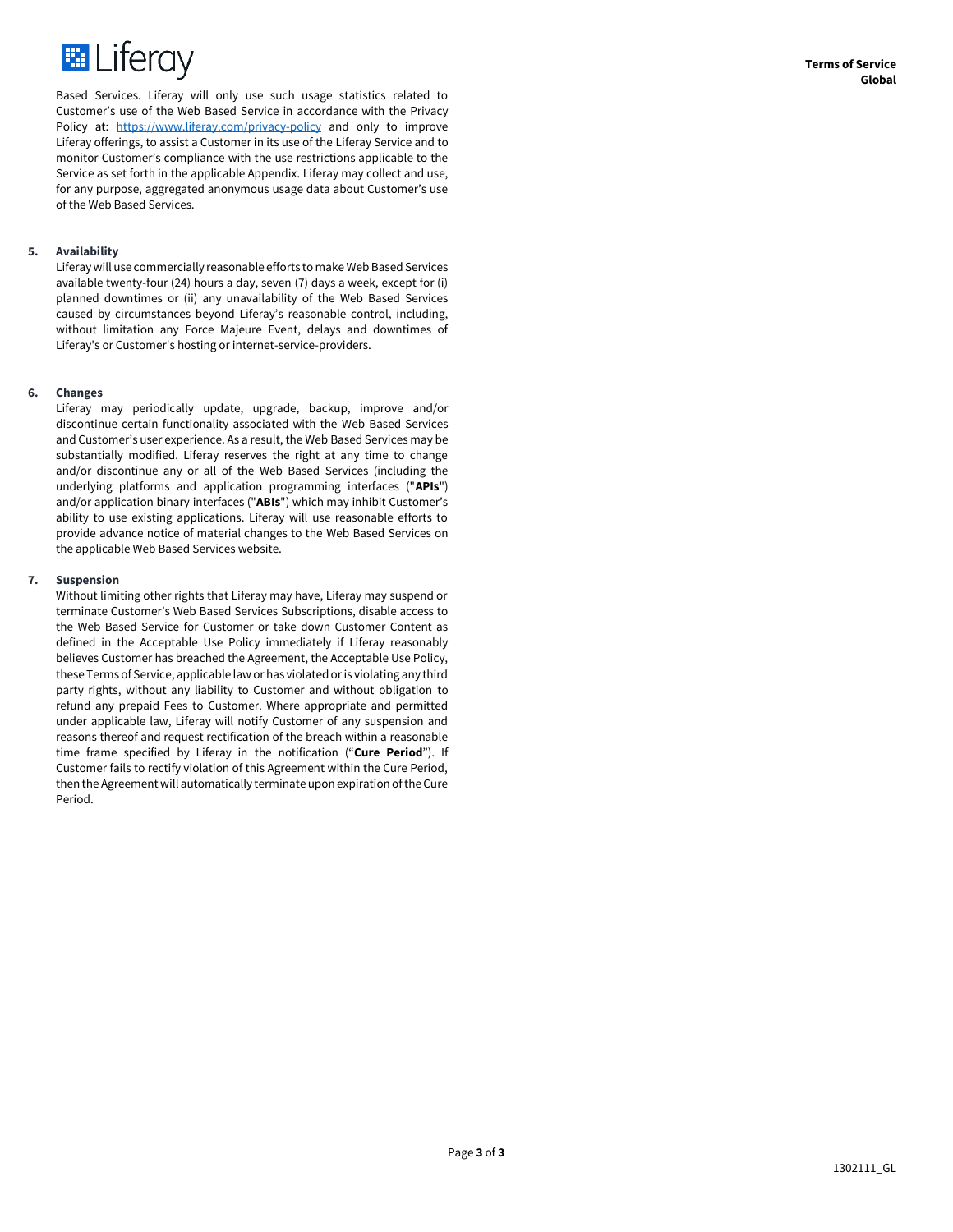Based Services. Liferay will only use such usage statistics related to Customer's use of the Web Based Service in accordance with the Privacy Policy at: https://www.liferay.com/privacy-policy and only to improve Liferay offerings, to assist a Customer in its use of the Liferay Service and to monitor Customer's compliance with the use restrictions applicable to the Service as set forth in the applicable Appendix. Liferay may collect and use, for any purpose, aggregated anonymous usage data about Customer's use of the Web Based Services.

**5. Availability**

Liferay will use commercially reasonable efforts to make Web Based Services available twenty-four (24) hours a day, seven (7) days a week, except for (i) planned downtimes or (ii) any unavailability of the Web Based Services caused by circumstances beyond Liferay's reasonable control, including, without limitation any Force Majeure Event, delays and downtimes of Liferay's or Customer's hosting or internet-service-providers.

**6. Changes**

Liferay may periodically update, upgrade, backup, improve and/or discontinue certain functionality associated with the Web Based Services and Customer's user experience. As a result, the Web Based Services may be substantially modified. Liferay reserves the right at any time to change and/or discontinue any or all of the Web Based Services (including the underlying platforms and application programming interfaces ("**APIs**") and/or application binary interfaces ("**ABIs**") which may inhibit Customer's ability to use existing applications. Liferay will use reasonable efforts to provide advance notice of material changes to the Web Based Services on the applicable Web Based Services website.

**7. Suspension**

Without limiting other rights that Liferay may have, Liferay may suspend or terminate Customer's Web Based Services Subscriptions, disable access to the Web Based Service for Customer or take down Customer Content as defined in the Acceptable Use Policy immediately if Liferay reasonably believes Customer has breached the Agreement, the Acceptable Use Policy, these Terms of Service, applicable law or has violated or is violating any third party rights, without any liability to Customer and without obligation to refund any prepaid Fees to Customer. Where appropriate and permitted under applicable law, Liferay will notify Customer of any suspension and reasons thereof and request rectification of the breach within a reasonable time frame specified by Liferay in the notification ("**Cure Period**"). If Customer fails to rectify violation of this Agreement within the Cure Period, then the Agreement will automatically terminate upon expiration of the Cure Period.